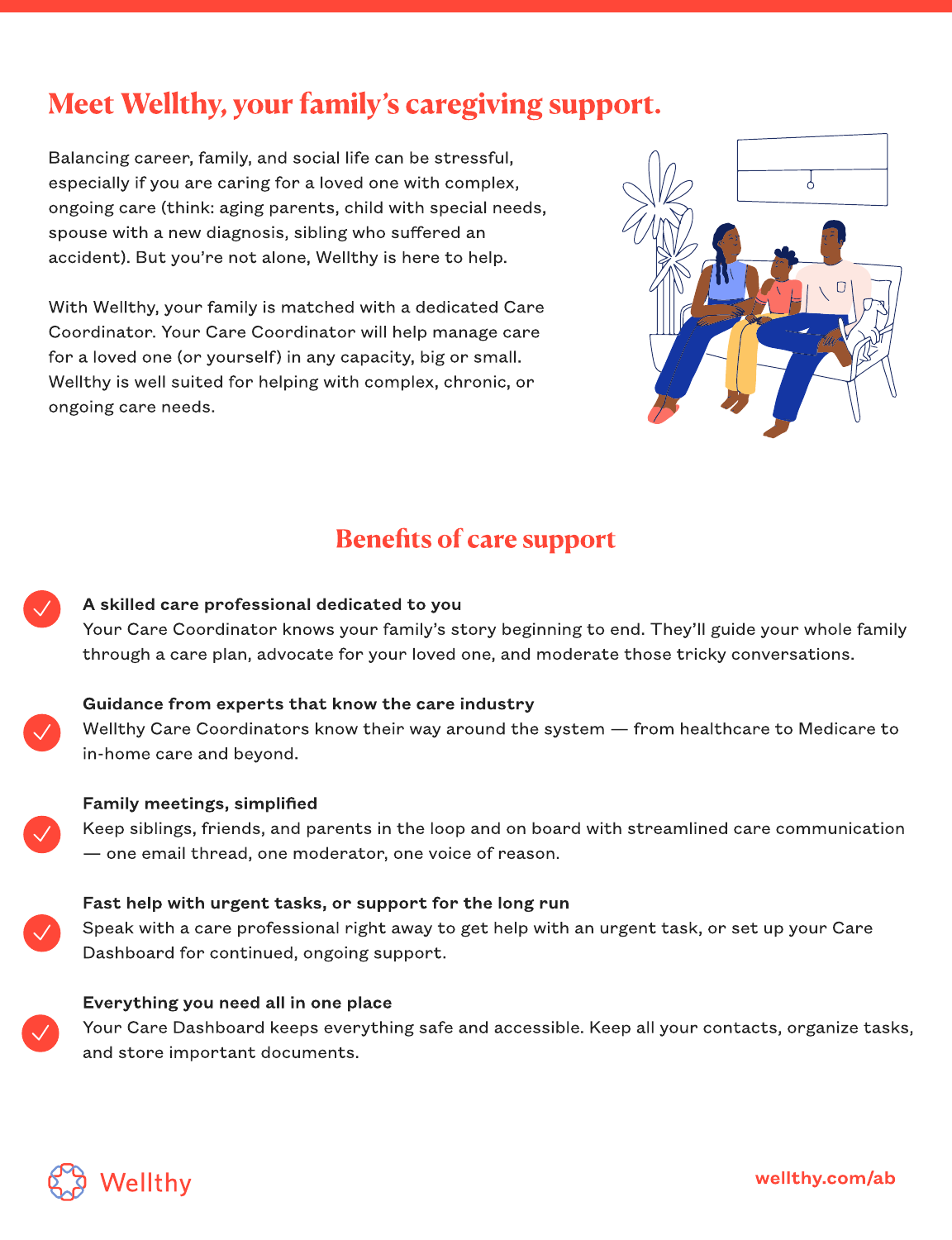# Meet Wellthy, your family's caregiving support.

Balancing career, family, and social life can be stressful, especially if you are caring for a loved one with complex, ongoing care (think: aging parents, child with special needs, spouse with a new diagnosis, sibling who suffered an accident). But you're not alone, Wellthy is here to help.

With Wellthy, your family is matched with a dedicated Care Coordinator. Your Care Coordinator will help manage care for a loved one (or yourself) in any capacity, big or small. Wellthy is well suited for helping with complex, chronic, or ongoing care needs.

## Benefits of care support

- **A skilled care professional dedicated to you**
  Your Care Coordinator knows your family's story beginning to end. They'll guide your whole family through a care plan, advocate for your loved one, and moderate those tricky conversations.

- **Guidance from experts that know the care industry**
  Wellthy Care Coordinators know their way around the system — from healthcare to Medicare to in-home care and beyond.

- **Family meetings, simplified**
  Keep siblings, friends, and parents in the loop and on board with streamlined care communication — one email thread, one moderator, one voice of reason.

- **Fast help with urgent tasks, or support for the long run**
  Speak with a care professional right away to get help with an urgent task, or set up your Care Dashboard for continued, ongoing support.

- **Everything you need all in one place**
  Your Care Dashboard keeps everything safe and accessible. Keep all your contacts, organize tasks, and store important documents.

Wellthy

wellthy.com/ab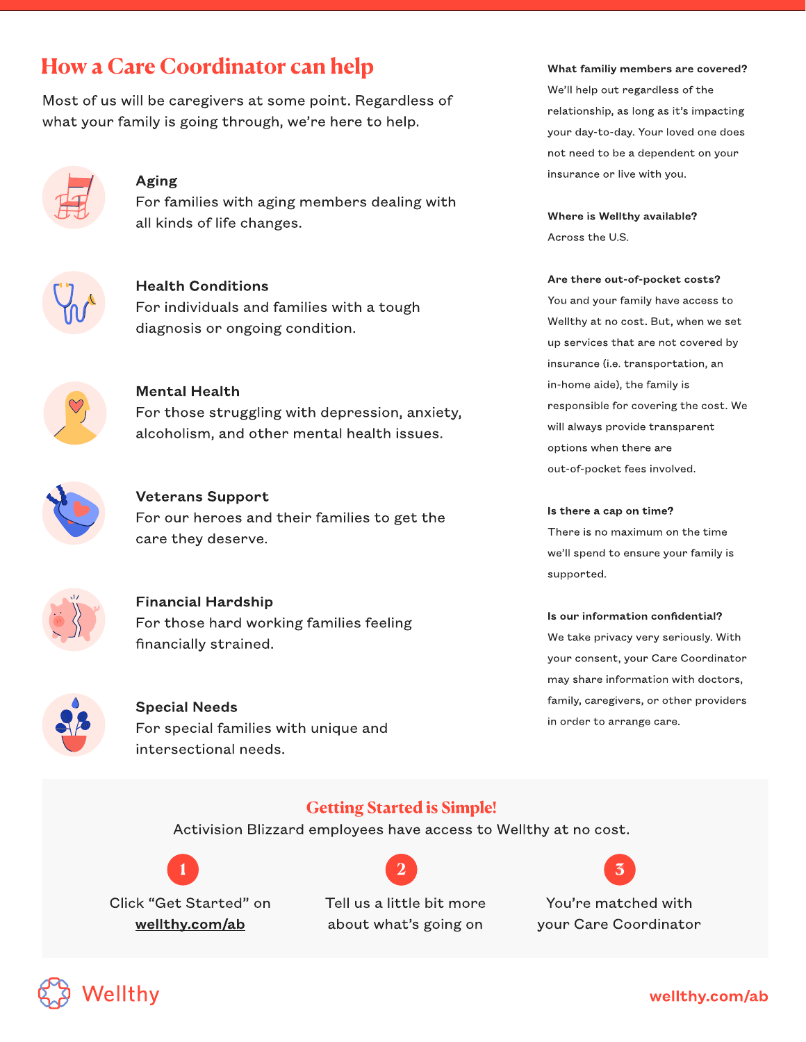## How a Care Coordinator can help

Most of us will be caregivers at some point. Regardless of what your family is going through, we're here to help.

**Aging**
For families with aging members dealing with all kinds of life changes.

**Health Conditions**
For individuals and families with a tough diagnosis or ongoing condition.

**Mental Health**
For those struggling with depression, anxiety, alcoholism, and other mental health issues.

**Veterans Support**
For our heroes and their families to get the care they deserve.

**Financial Hardship**
For those hard working families feeling financially strained.

**Special Needs**
For special families with unique and intersectional needs.

**What familiy members are covered?**
We'll help out regardless of the relationship, as long as it's impacting your day-to-day. Your loved one does not need to be a dependent on your insurance or live with you.

**Where is Wellthy available?**
Across the U.S.

**Are there out-of-pocket costs?**
You and your family have access to Wellthy at no cost. But, when we set up services that are not covered by insurance (i.e. transportation, an in-home aide), the family is responsible for covering the cost. We will always provide transparent options when there are out-of-pocket fees involved.

**Is there a cap on time?**
There is no maximum on the time we'll spend to ensure your family is supported.

**Is our information confidential?**
We take privacy very seriously. With your consent, your Care Coordinator may share information with doctors, family, caregivers, or other providers in order to arrange care.

## Getting Started is Simple!

Activision Blizzard employees have access to Wellthy at no cost.

1. Click "Get Started" on **wellthy.com/ab**
2. Tell us a little bit more about what's going on
3. You're matched with your Care Coordinator

Wellthy

wellthy.com/ab